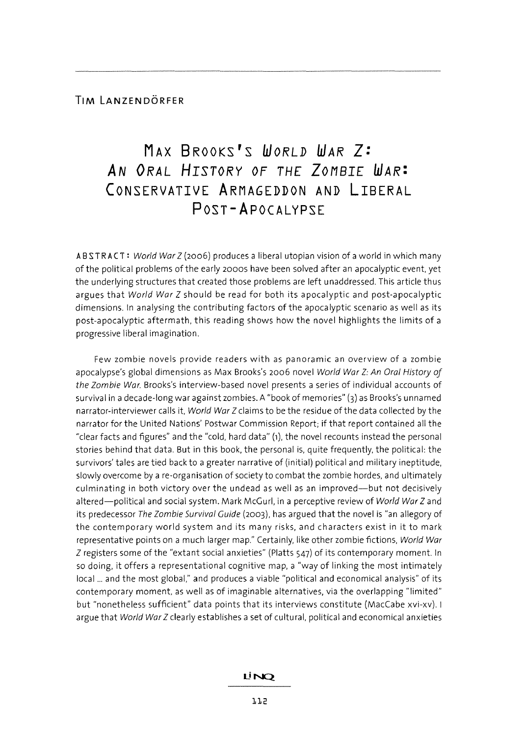Tim Lanzendörfer

# Max Brooks's *World War Z: An Oral History of the Zombie War*: Conservative Armageddon and Liberal Post-Apocalypse

**ABSTRACT:** *World War Z* (2006) produces a liberal utopian vision of a world in which many of the political problems of the early 2000s have been solved after an apocalyptic event, yet the underlying structures that created those problems are left unaddressed. This article thus argues that *World War Z* should be read for both its apocalyptic and post-apocalyptic dimensions. In analysing the contributing factors of the apocalyptic scenario as well as its post-apocalyptic aftermath, this reading shows how the novel highlights the limits of a progressive liberal imagination.

Few zombie novels provide readers with as panoramic an overview of a zombie apocalypse's global dimensions as Max Brooks's 2006 novel *World War Z: An Oral History of the Zombie War*. Brooks's interview-based novel presents a series of individual accounts of survival in a decade-long war against zombies. A "book of memories" (3) as Brooks's unnamed narrator-interviewer calls it, *World War Z* claims to be the residue of the data collected by the narrator for the United Nations' Postwar Commission Report; if that report contained all the "clear facts and figures" and the "cold, hard data" (1), the novel recounts instead the personal stories behind that data. But in this book, the personal is, quite frequently, the political: the survivors' tales are tied back to a greater narrative of (initial) political and military ineptitude, slowly overcome by a re-organisation of society to combat the zombie hordes, and ultimately culminating in both victory over the undead as well as an improved—but not decisively altered—political and social system. Mark McGurl, in a perceptive review of *World War Z* and its predecessor *The Zombie Survival Guide* (2003), has argued that the novel is "an allegory of the contemporary world system and its many risks, and characters exist in it to mark representative points on a much larger map." Certainly, like other zombie fictions, *World War Z* registers some of the "extant social anxieties" (Platts 547) of its contemporary moment. In so doing, it offers a representational cognitive map, a "way of linking the most intimately local ... and the most global," and produces a viable "political and economical analysis" of its contemporary moment, as well as of imaginable alternatives, via the overlapping "limited" but "nonetheless sufficient" data points that its interviews constitute (MacCabe xvi-xv). I argue that *World War Z* clearly establishes a set of cultural, political and economical anxieties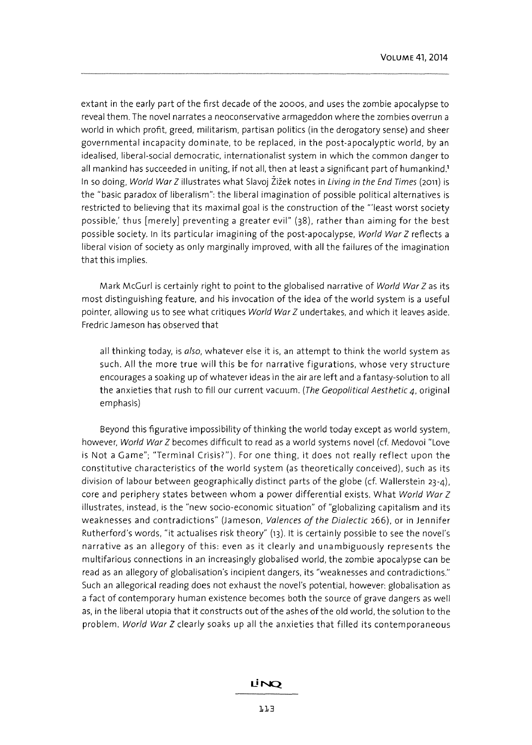extant in the early part of the first decade of the 2000s, and uses the zombie apocalypse to reveal them. The novel narrates a neoconservative armageddon where the zombies overrun a world in which profit, greed, militarism, partisan politics (in the derogatory sense) and sheer governmental incapacity dominate, to be replaced, in the post-apocalyptic world, by an idealised, liberal-social democratic, internationalist system in which the common danger to all mankind has succeeded in uniting, if not all, then at least a significant part of humankind.[1] In so doing, *World War Z* illustrates what Slavoj Žižek notes in *Living in the End Times* (2011) is the "basic paradox of liberalism": the liberal imagination of possible political alternatives is restricted to believing that its maximal goal is the construction of the "'least worst society possible,' thus [merely] preventing a greater evil" (38), rather than aiming for the best possible society. In its particular imagining of the post-apocalypse, *World War Z* reflects a liberal vision of society as only marginally improved, with all the failures of the imagination that this implies.

Mark McGurl is certainly right to point to the globalised narrative of *World War Z* as its most distinguishing feature, and his invocation of the idea of the world system is a useful pointer, allowing us to see what critiques *World War Z* undertakes, and which it leaves aside. Fredric Jameson has observed that

> all thinking today, is *also*, whatever else it is, an attempt to think the world system as such. All the more true will this be for narrative figurations, whose very structure encourages a soaking up of whatever ideas in the air are left and a fantasy-solution to all the anxieties that rush to fill our current vacuum. (*The Geopolitical Aesthetic* 4, original emphasis)

Beyond this figurative impossibility of thinking the world today except as world system, however, *World War Z* becomes difficult to read as a world systems novel (cf. Medovoi "Love is Not a Game"; "Terminal Crisis?"). For one thing, it does not really reflect upon the constitutive characteristics of the world system (as theoretically conceived), such as its division of labour between geographically distinct parts of the globe (cf. Wallerstein 23-4), core and periphery states between whom a power differential exists. What *World War Z* illustrates, instead, is the "new socio-economic situation" of "globalizing capitalism and its weaknesses and contradictions" (Jameson, *Valences of the Dialectic* 266), or in Jennifer Rutherford's words, "it actualises risk theory" (13). It is certainly possible to see the novel's narrative as an allegory of this: even as it clearly and unambiguously represents the multifarious connections in an increasingly globalised world, the zombie apocalypse can be read as an allegory of globalisation's incipient dangers, its "weaknesses and contradictions." Such an allegorical reading does not exhaust the novel's potential, however: globalisation as a fact of contemporary human existence becomes both the source of grave dangers as well as, in the liberal utopia that it constructs out of the ashes of the old world, the solution to the problem. *World War Z* clearly soaks up all the anxieties that filled its contemporaneous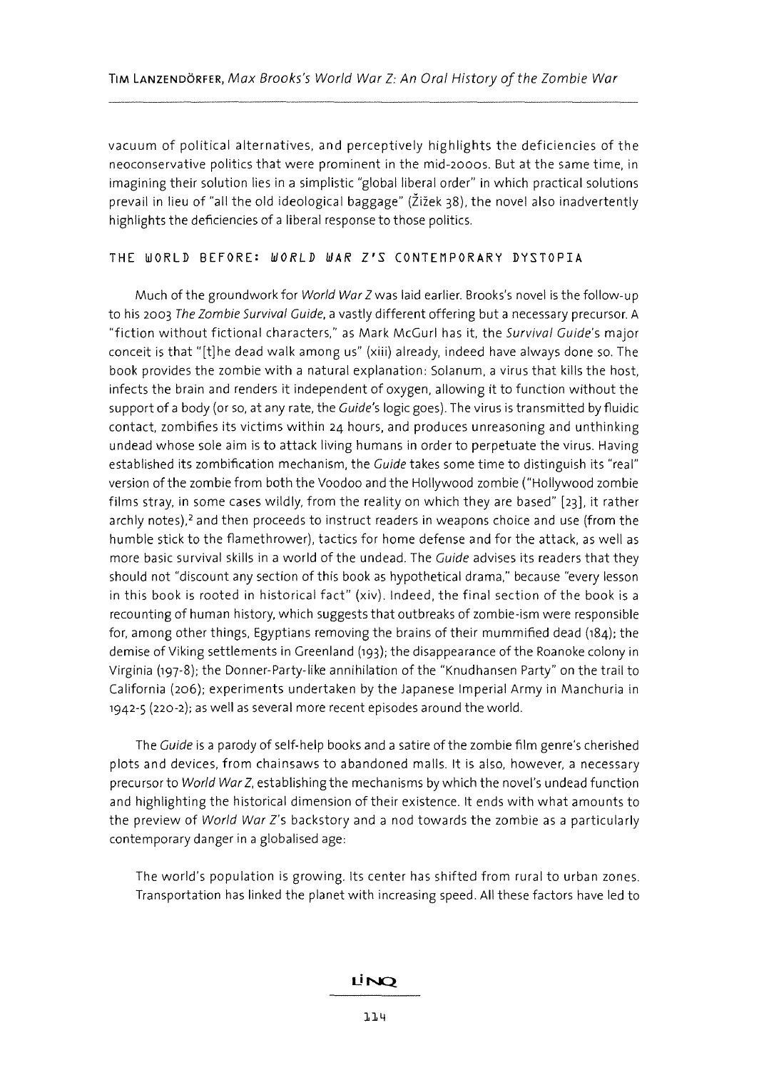vacuum of political alternatives, and perceptively highlights the deficiencies of the neoconservative politics that were prominent in the mid-2000s. But at the same time, in imagining their solution lies in a simplistic "global liberal order" in which practical solutions prevail in lieu of "all the old ideological baggage" (Žižek 38), the novel also inadvertently highlights the deficiencies of a liberal response to those politics.

## THE WORLD BEFORE: *WORLD WAR Z*'S CONTEMPORARY DYSTOPIA

Much of the groundwork for *World War Z* was laid earlier. Brooks's novel is the follow-up to his 2003 *The Zombie Survival Guide*, a vastly different offering but a necessary precursor. A "fiction without fictional characters," as Mark McGurl has it, the *Survival Guide*'s major conceit is that "[t]he dead walk among us" (xiii) already, indeed have always done so. The book provides the zombie with a natural explanation: Solanum, a virus that kills the host, infects the brain and renders it independent of oxygen, allowing it to function without the support of a body (or so, at any rate, the *Guide*'s logic goes). The virus is transmitted by fluidic contact, zombifies its victims within 24 hours, and produces unreasoning and unthinking undead whose sole aim is to attack living humans in order to perpetuate the virus. Having established its zombification mechanism, the *Guide* takes some time to distinguish its "real" version of the zombie from both the Voodoo and the Hollywood zombie ("Hollywood zombie films stray, in some cases wildly, from the reality on which they are based" [23], it rather archly notes),[2] and then proceeds to instruct readers in weapons choice and use (from the humble stick to the flamethrower), tactics for home defense and for the attack, as well as more basic survival skills in a world of the undead. The *Guide* advises its readers that they should not "discount any section of this book as hypothetical drama," because "every lesson in this book is rooted in historical fact" (xiv). Indeed, the final section of the book is a recounting of human history, which suggests that outbreaks of zombie-ism were responsible for, among other things, Egyptians removing the brains of their mummified dead (184); the demise of Viking settlements in Greenland (193); the disappearance of the Roanoke colony in Virginia (197-8); the Donner-Party-like annihilation of the "Knudhansen Party" on the trail to California (206); experiments undertaken by the Japanese Imperial Army in Manchuria in 1942-5 (220-2); as well as several more recent episodes around the world.

The *Guide* is a parody of self-help books and a satire of the zombie film genre's cherished plots and devices, from chainsaws to abandoned malls. It is also, however, a necessary precursor to *World War Z*, establishing the mechanisms by which the novel's undead function and highlighting the historical dimension of their existence. It ends with what amounts to the preview of *World War Z*'s backstory and a nod towards the zombie as a particularly contemporary danger in a globalised age:

> The world's population is growing. Its center has shifted from rural to urban zones. Transportation has linked the planet with increasing speed. All these factors have led to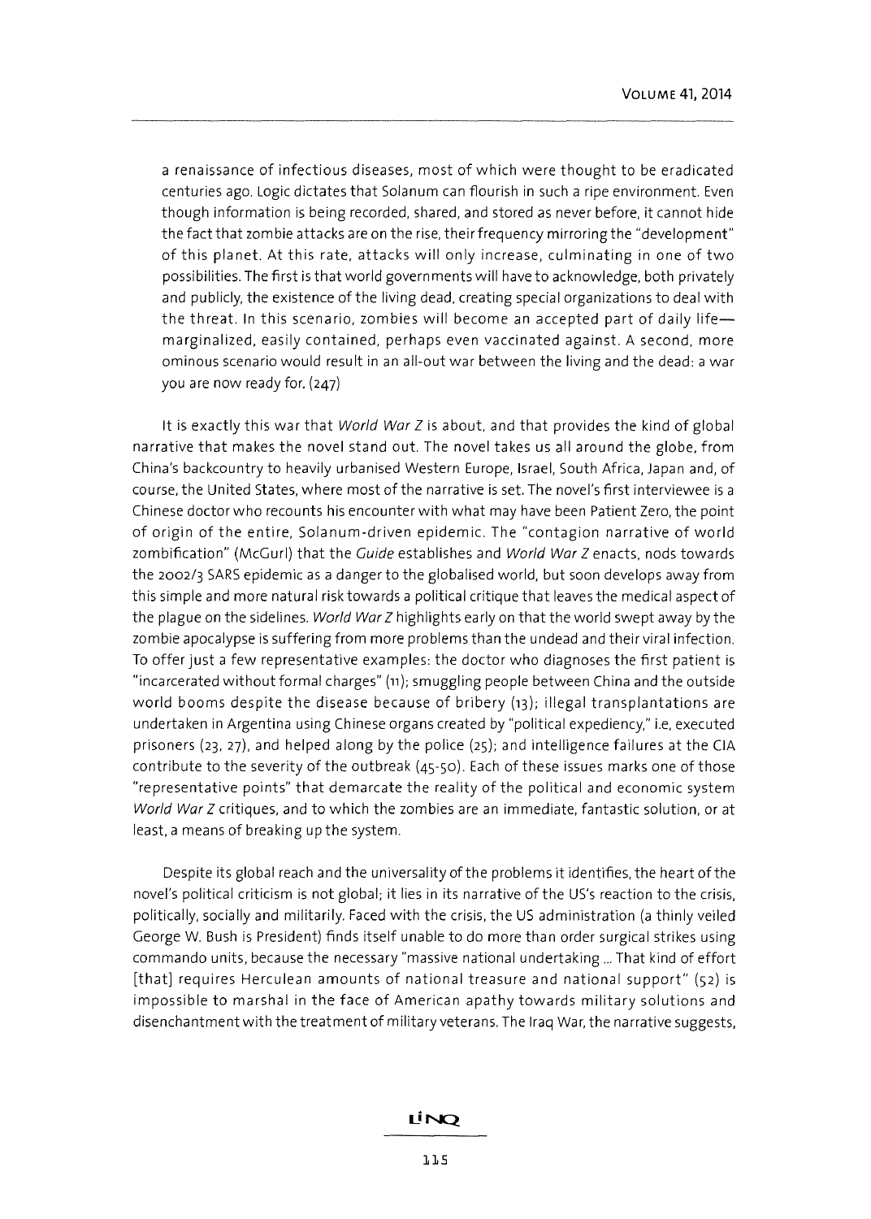> a renaissance of infectious diseases, most of which were thought to be eradicated centuries ago. Logic dictates that Solanum can flourish in such a ripe environment. Even though information is being recorded, shared, and stored as never before, it cannot hide the fact that zombie attacks are on the rise, their frequency mirroring the "development" of this planet. At this rate, attacks will only increase, culminating in one of two possibilities. The first is that world governments will have to acknowledge, both privately and publicly, the existence of the living dead, creating special organizations to deal with the threat. In this scenario, zombies will become an accepted part of daily life—marginalized, easily contained, perhaps even vaccinated against. A second, more ominous scenario would result in an all-out war between the living and the dead: a war you are now ready for. (247)

It is exactly this war that *World War Z* is about, and that provides the kind of global narrative that makes the novel stand out. The novel takes us all around the globe, from China's backcountry to heavily urbanised Western Europe, Israel, South Africa, Japan and, of course, the United States, where most of the narrative is set. The novel's first interviewee is a Chinese doctor who recounts his encounter with what may have been Patient Zero, the point of origin of the entire, Solanum-driven epidemic. The "contagion narrative of world zombification" (McGurl) that the *Guide* establishes and *World War Z* enacts, nods towards the 2002/3 SARS epidemic as a danger to the globalised world, but soon develops away from this simple and more natural risk towards a political critique that leaves the medical aspect of the plague on the sidelines. *World War Z* highlights early on that the world swept away by the zombie apocalypse is suffering from more problems than the undead and their viral infection. To offer just a few representative examples: the doctor who diagnoses the first patient is "incarcerated without formal charges" (11); smuggling people between China and the outside world booms despite the disease because of bribery (13); illegal transplantations are undertaken in Argentina using Chinese organs created by "political expediency," i.e, executed prisoners (23, 27), and helped along by the police (25); and intelligence failures at the CIA contribute to the severity of the outbreak (45-50). Each of these issues marks one of those "representative points" that demarcate the reality of the political and economic system *World War Z* critiques, and to which the zombies are an immediate, fantastic solution, or at least, a means of breaking up the system.

Despite its global reach and the universality of the problems it identifies, the heart of the novel's political criticism is not global; it lies in its narrative of the US's reaction to the crisis, politically, socially and militarily. Faced with the crisis, the US administration (a thinly veiled George W. Bush is President) finds itself unable to do more than order surgical strikes using commando units, because the necessary "massive national undertaking ... That kind of effort [that] requires Herculean amounts of national treasure and national support" (52) is impossible to marshal in the face of American apathy towards military solutions and disenchantment with the treatment of military veterans. The Iraq War, the narrative suggests,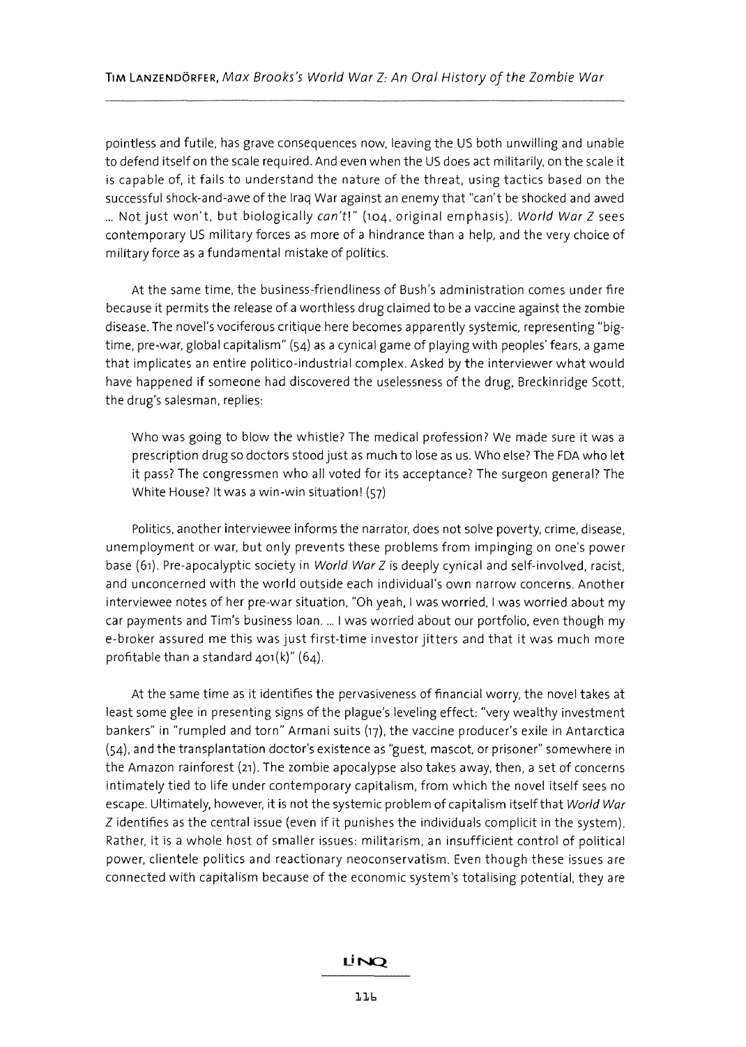pointless and futile, has grave consequences now, leaving the US both unwilling and unable to defend itself on the scale required. And even when the US does act militarily, on the scale it is capable of, it fails to understand the nature of the threat, using tactics based on the successful shock-and-awe of the Iraq War against an enemy that "can't be shocked and awed ... Not just won't, but biologically *can't*!" (104, original emphasis). *World War Z* sees contemporary US military forces as more of a hindrance than a help, and the very choice of military force as a fundamental mistake of politics.

At the same time, the business-friendliness of Bush's administration comes under fire because it permits the release of a worthless drug claimed to be a vaccine against the zombie disease. The novel's vociferous critique here becomes apparently systemic, representing "big-time, pre-war, global capitalism" (54) as a cynical game of playing with peoples' fears, a game that implicates an entire politico-industrial complex. Asked by the interviewer what would have happened if someone had discovered the uselessness of the drug, Breckinridge Scott, the drug's salesman, replies:

> Who was going to blow the whistle? The medical profession? We made sure it was a prescription drug so doctors stood just as much to lose as us. Who else? The FDA who let it pass? The congressmen who all voted for its acceptance? The surgeon general? The White House? It was a win-win situation! (57)

Politics, another interviewee informs the narrator, does not solve poverty, crime, disease, unemployment or war, but only prevents these problems from impinging on one's power base (61). Pre-apocalyptic society in *World War Z* is deeply cynical and self-involved, racist, and unconcerned with the world outside each individual's own narrow concerns. Another interviewee notes of her pre-war situation, "Oh yeah, I was worried, I was worried about my car payments and Tim's business loan. ... I was worried about our portfolio, even though my e-broker assured me this was just first-time investor jitters and that it was much more profitable than a standard 401(k)" (64).

At the same time as it identifies the pervasiveness of financial worry, the novel takes at least some glee in presenting signs of the plague's leveling effect: "very wealthy investment bankers" in "rumpled and torn" Armani suits (17), the vaccine producer's exile in Antarctica (54), and the transplantation doctor's existence as "guest, mascot, or prisoner" somewhere in the Amazon rainforest (21). The zombie apocalypse also takes away, then, a set of concerns intimately tied to life under contemporary capitalism, from which the novel itself sees no escape. Ultimately, however, it is not the systemic problem of capitalism itself that *World War Z* identifies as the central issue (even if it punishes the individuals complicit in the system). Rather, it is a whole host of smaller issues: militarism, an insufficient control of political power, clientele politics and reactionary neoconservatism. Even though these issues are connected with capitalism because of the economic system's totalising potential, they are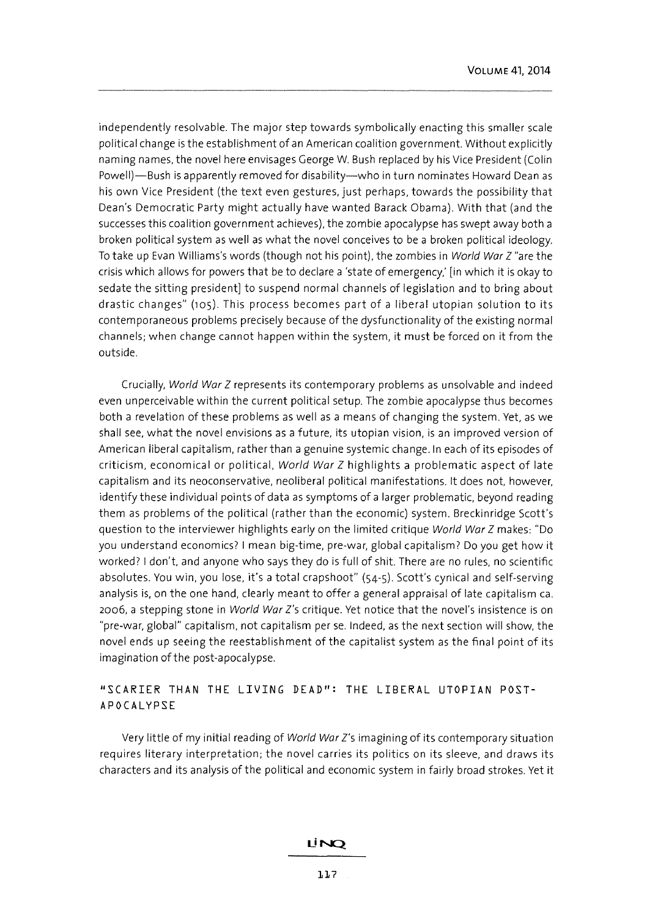independently resolvable. The major step towards symbolically enacting this smaller scale political change is the establishment of an American coalition government. Without explicitly naming names, the novel here envisages George W. Bush replaced by his Vice President (Colin Powell)—Bush is apparently removed for disability—who in turn nominates Howard Dean as his own Vice President (the text even gestures, just perhaps, towards the possibility that Dean's Democratic Party might actually have wanted Barack Obama). With that (and the successes this coalition government achieves), the zombie apocalypse has swept away both a broken political system as well as what the novel conceives to be a broken political ideology. To take up Evan Williams's words (though not his point), the zombies in *World War Z* "are the crisis which allows for powers that be to declare a 'state of emergency,' [in which it is okay to sedate the sitting president] to suspend normal channels of legislation and to bring about drastic changes" (105). This process becomes part of a liberal utopian solution to its contemporaneous problems precisely because of the dysfunctionality of the existing normal channels; when change cannot happen within the system, it must be forced on it from the outside.

Crucially, *World War Z* represents its contemporary problems as unsolvable and indeed even unperceivable within the current political setup. The zombie apocalypse thus becomes both a revelation of these problems as well as a means of changing the system. Yet, as we shall see, what the novel envisions as a future, its utopian vision, is an improved version of American liberal capitalism, rather than a genuine systemic change. In each of its episodes of criticism, economical or political, *World War Z* highlights a problematic aspect of late capitalism and its neoconservative, neoliberal political manifestations. It does not, however, identify these individual points of data as symptoms of a larger problematic, beyond reading them as problems of the political (rather than the economic) system. Breckinridge Scott's question to the interviewer highlights early on the limited critique *World War Z* makes: "Do you understand economics? I mean big-time, pre-war, global capitalism? Do you get how it worked? I don't, and anyone who says they do is full of shit. There are no rules, no scientific absolutes. You win, you lose, it's a total crapshoot" (54-5). Scott's cynical and self-serving analysis is, on the one hand, clearly meant to offer a general appraisal of late capitalism ca. 2006, a stepping stone in *World War Z*'s critique. Yet notice that the novel's insistence is on "pre-war, global" capitalism, not capitalism per se. Indeed, as the next section will show, the novel ends up seeing the reestablishment of the capitalist system as the final point of its imagination of the post-apocalypse.

## "SCARIER THAN THE LIVING DEAD": THE LIBERAL UTOPIAN POST-APOCALYPSE

Very little of my initial reading of *World War Z*'s imagining of its contemporary situation requires literary interpretation; the novel carries its politics on its sleeve, and draws its characters and its analysis of the political and economic system in fairly broad strokes. Yet it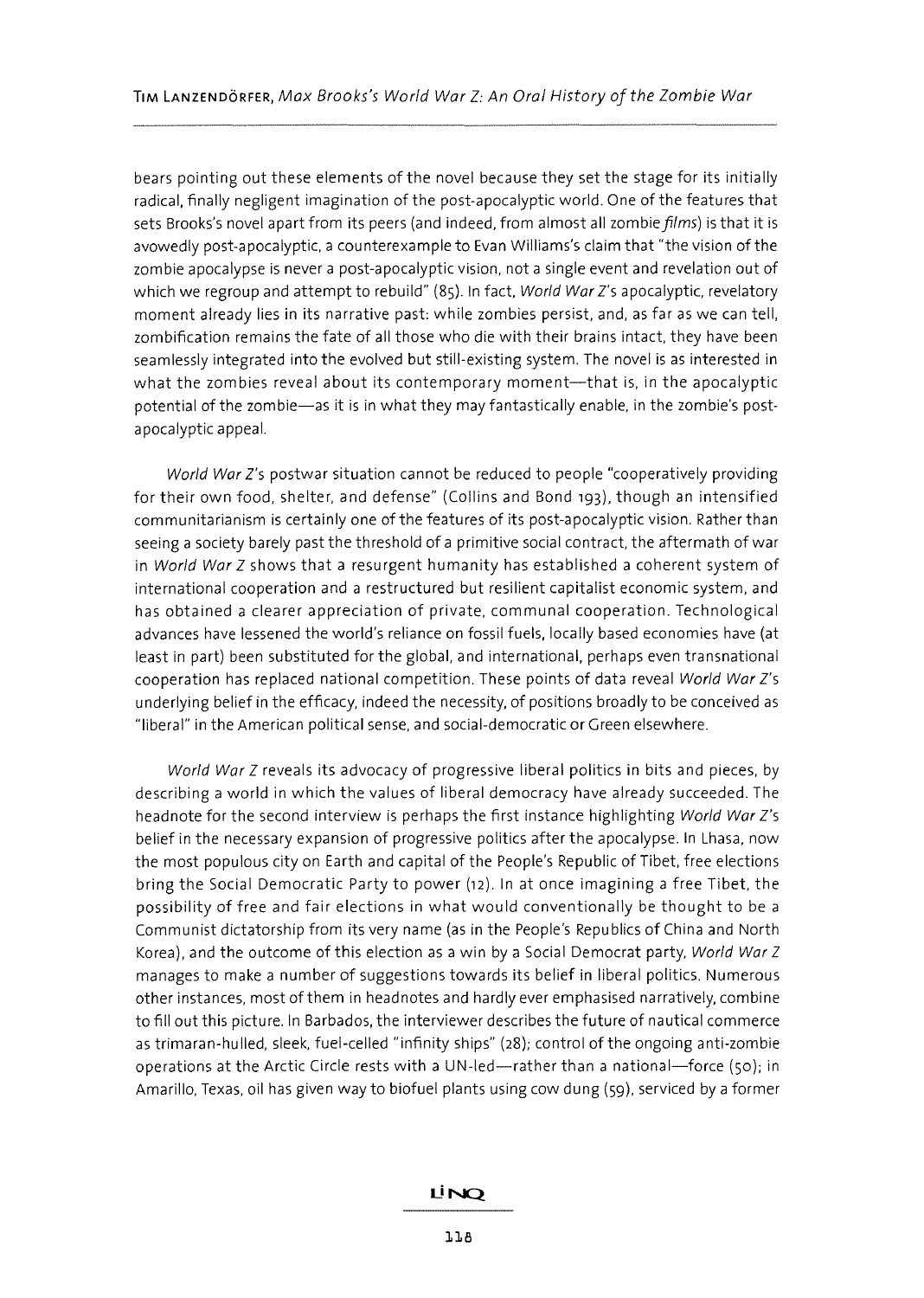bears pointing out these elements of the novel because they set the stage for its initially radical, finally negligent imagination of the post-apocalyptic world. One of the features that sets Brooks's novel apart from its peers (and indeed, from almost all zombie *films*) is that it is avowedly post-apocalyptic, a counterexample to Evan Williams's claim that "the vision of the zombie apocalypse is never a post-apocalyptic vision, not a single event and revelation out of which we regroup and attempt to rebuild" (85). In fact, *World War Z*'s apocalyptic, revelatory moment already lies in its narrative past: while zombies persist, and, as far as we can tell, zombification remains the fate of all those who die with their brains intact, they have been seamlessly integrated into the evolved but still-existing system. The novel is as interested in what the zombies reveal about its contemporary moment—that is, in the apocalyptic potential of the zombie—as it is in what they may fantastically enable, in the zombie's post-apocalyptic appeal.

*World War Z*'s postwar situation cannot be reduced to people "cooperatively providing for their own food, shelter, and defense" (Collins and Bond 193), though an intensified communitarianism is certainly one of the features of its post-apocalyptic vision. Rather than seeing a society barely past the threshold of a primitive social contract, the aftermath of war in *World War Z* shows that a resurgent humanity has established a coherent system of international cooperation and a restructured but resilient capitalist economic system, and has obtained a clearer appreciation of private, communal cooperation. Technological advances have lessened the world's reliance on fossil fuels, locally based economies have (at least in part) been substituted for the global, and international, perhaps even transnational cooperation has replaced national competition. These points of data reveal *World War Z*'s underlying belief in the efficacy, indeed the necessity, of positions broadly to be conceived as "liberal" in the American political sense, and social-democratic or Green elsewhere.

*World War Z* reveals its advocacy of progressive liberal politics in bits and pieces, by describing a world in which the values of liberal democracy have already succeeded. The headnote for the second interview is perhaps the first instance highlighting *World War Z*'s belief in the necessary expansion of progressive politics after the apocalypse. In Lhasa, now the most populous city on Earth and capital of the People's Republic of Tibet, free elections bring the Social Democratic Party to power (12). In at once imagining a free Tibet, the possibility of free and fair elections in what would conventionally be thought to be a Communist dictatorship from its very name (as in the People's Republics of China and North Korea), and the outcome of this election as a win by a Social Democrat party, *World War Z* manages to make a number of suggestions towards its belief in liberal politics. Numerous other instances, most of them in headnotes and hardly ever emphasised narratively, combine to fill out this picture. In Barbados, the interviewer describes the future of nautical commerce as trimaran-hulled, sleek, fuel-celled "infinity ships" (28); control of the ongoing anti-zombie operations at the Arctic Circle rests with a UN-led—rather than a national—force (50); in Amarillo, Texas, oil has given way to biofuel plants using cow dung (59), serviced by a former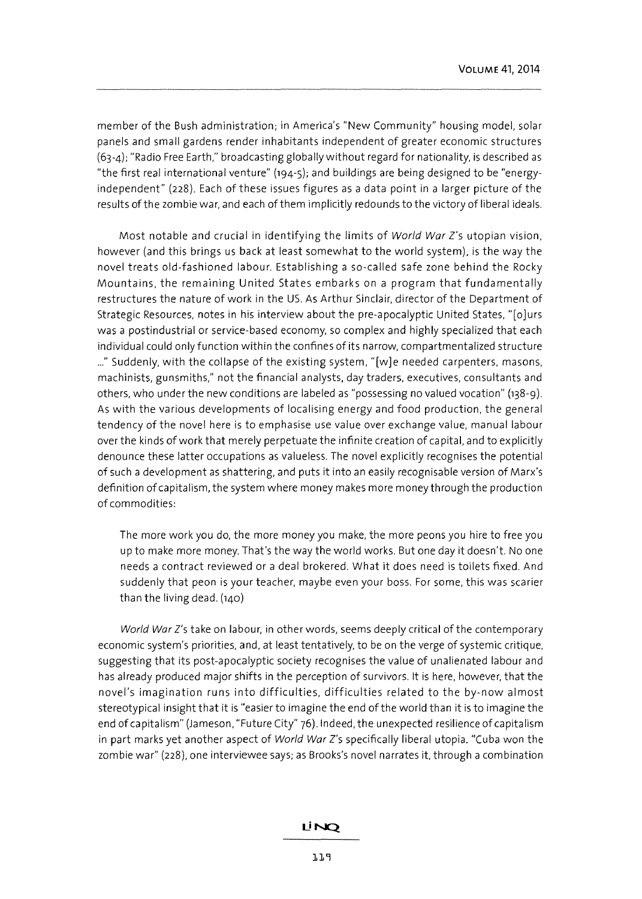member of the Bush administration; in America's "New Community" housing model, solar panels and small gardens render inhabitants independent of greater economic structures (63-4); "Radio Free Earth," broadcasting globally without regard for nationality, is described as "the first real international venture" (194-5); and buildings are being designed to be "energy-independent" (228). Each of these issues figures as a data point in a larger picture of the results of the zombie war, and each of them implicitly redounds to the victory of liberal ideals.

Most notable and crucial in identifying the limits of *World War Z*'s utopian vision, however (and this brings us back at least somewhat to the world system), is the way the novel treats old-fashioned labour. Establishing a so-called safe zone behind the Rocky Mountains, the remaining United States embarks on a program that fundamentally restructures the nature of work in the US. As Arthur Sinclair, director of the Department of Strategic Resources, notes in his interview about the pre-apocalyptic United States, "[o]urs was a postindustrial or service-based economy, so complex and highly specialized that each individual could only function within the confines of its narrow, compartmentalized structure ..." Suddenly, with the collapse of the existing system, "[w]e needed carpenters, masons, machinists, gunsmiths," not the financial analysts, day traders, executives, consultants and others, who under the new conditions are labeled as "possessing no valued vocation" (138-9). As with the various developments of localising energy and food production, the general tendency of the novel here is to emphasise use value over exchange value, manual labour over the kinds of work that merely perpetuate the infinite creation of capital, and to explicitly denounce these latter occupations as valueless. The novel explicitly recognises the potential of such a development as shattering, and puts it into an easily recognisable version of Marx's definition of capitalism, the system where money makes more money through the production of commodities:

> The more work you do, the more money you make, the more peons you hire to free you up to make more money. That's the way the world works. But one day it doesn't. No one needs a contract reviewed or a deal brokered. What it does need is toilets fixed. And suddenly that peon is your teacher, maybe even your boss. For some, this was scarier than the living dead. (140)

*World War Z*'s take on labour, in other words, seems deeply critical of the contemporary economic system's priorities, and, at least tentatively, to be on the verge of systemic critique, suggesting that its post-apocalyptic society recognises the value of unalienated labour and has already produced major shifts in the perception of survivors. It is here, however, that the novel's imagination runs into difficulties, difficulties related to the by-now almost stereotypical insight that it is "easier to imagine the end of the world than it is to imagine the end of capitalism" (Jameson, "Future City" 76). Indeed, the unexpected resilience of capitalism in part marks yet another aspect of *World War Z*'s specifically liberal utopia. "Cuba won the zombie war" (228), one interviewee says; as Brooks's novel narrates it, through a combination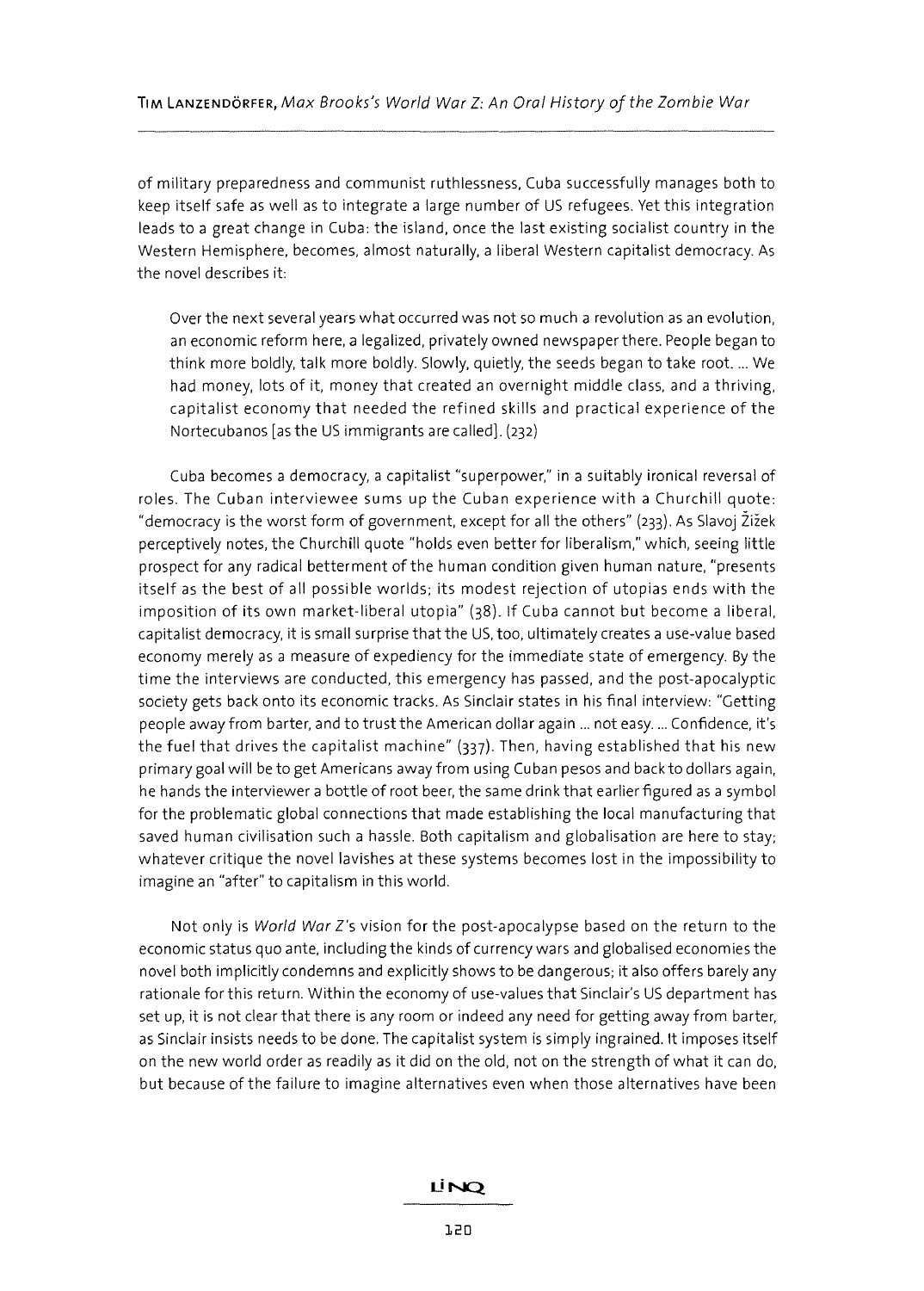of military preparedness and communist ruthlessness, Cuba successfully manages both to keep itself safe as well as to integrate a large number of US refugees. Yet this integration leads to a great change in Cuba: the island, once the last existing socialist country in the Western Hemisphere, becomes, almost naturally, a liberal Western capitalist democracy. As the novel describes it:

> Over the next several years what occurred was not so much a revolution as an evolution, an economic reform here, a legalized, privately owned newspaper there. People began to think more boldly, talk more boldly. Slowly, quietly, the seeds began to take root. ... We had money, lots of it, money that created an overnight middle class, and a thriving, capitalist economy that needed the refined skills and practical experience of the Nortecubanos [as the US immigrants are called]. (232)

Cuba becomes a democracy, a capitalist "superpower," in a suitably ironical reversal of roles. The Cuban interviewee sums up the Cuban experience with a Churchill quote: "democracy is the worst form of government, except for all the others" (233). As Slavoj Žižek perceptively notes, the Churchill quote "holds even better for liberalism," which, seeing little prospect for any radical betterment of the human condition given human nature, "presents itself as the best of all possible worlds; its modest rejection of utopias ends with the imposition of its own market-liberal utopia" (38). If Cuba cannot but become a liberal, capitalist democracy, it is small surprise that the US, too, ultimately creates a use-value based economy merely as a measure of expediency for the immediate state of emergency. By the time the interviews are conducted, this emergency has passed, and the post-apocalyptic society gets back onto its economic tracks. As Sinclair states in his final interview: "Getting people away from barter, and to trust the American dollar again ... not easy. ... Confidence, it's the fuel that drives the capitalist machine" (337). Then, having established that his new primary goal will be to get Americans away from using Cuban pesos and back to dollars again, he hands the interviewer a bottle of root beer, the same drink that earlier figured as a symbol for the problematic global connections that made establishing the local manufacturing that saved human civilisation such a hassle. Both capitalism and globalisation are here to stay; whatever critique the novel lavishes at these systems becomes lost in the impossibility to imagine an "after" to capitalism in this world.

Not only is *World War Z*'s vision for the post-apocalypse based on the return to the economic status quo ante, including the kinds of currency wars and globalised economies the novel both implicitly condemns and explicitly shows to be dangerous; it also offers barely any rationale for this return. Within the economy of use-values that Sinclair's US department has set up, it is not clear that there is any room or indeed any need for getting away from barter, as Sinclair insists needs to be done. The capitalist system is simply ingrained. It imposes itself on the new world order as readily as it did on the old, not on the strength of what it can do, but because of the failure to imagine alternatives even when those alternatives have been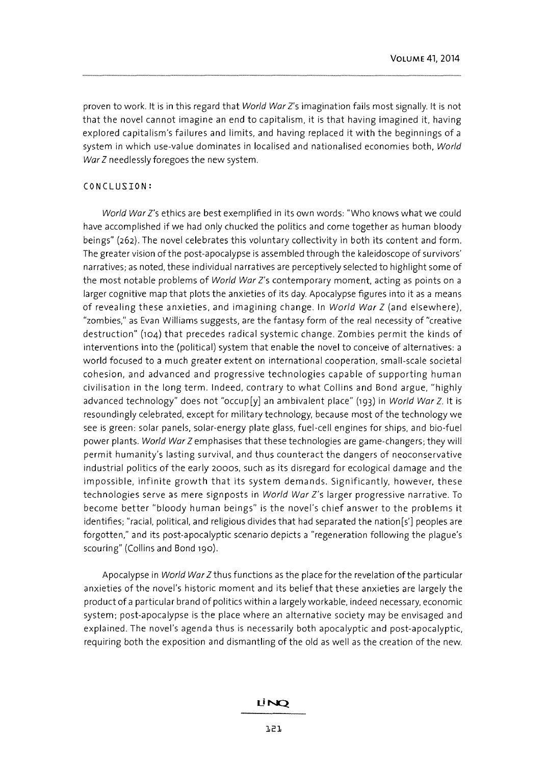proven to work. It is in this regard that *World War Z*'s imagination fails most signally. It is not that the novel cannot imagine an end to capitalism, it is that having imagined it, having explored capitalism's failures and limits, and having replaced it with the beginnings of a system in which use-value dominates in localised and nationalised economies both, *World War Z* needlessly foregoes the new system.

## CONCLUSION:

*World War Z*'s ethics are best exemplified in its own words: "Who knows what we could have accomplished if we had only chucked the politics and come together as human bloody beings" (262). The novel celebrates this voluntary collectivity in both its content and form. The greater vision of the post-apocalypse is assembled through the kaleidoscope of survivors' narratives; as noted, these individual narratives are perceptively selected to highlight some of the most notable problems of *World War Z*'s contemporary moment, acting as points on a larger cognitive map that plots the anxieties of its day. Apocalypse figures into it as a means of revealing these anxieties, and imagining change. In *World War Z* (and elsewhere), "zombies," as Evan Williams suggests, are the fantasy form of the real necessity of "creative destruction" (104) that precedes radical systemic change. Zombies permit the kinds of interventions into the (political) system that enable the novel to conceive of alternatives: a world focused to a much greater extent on international cooperation, small-scale societal cohesion, and advanced and progressive technologies capable of supporting human civilisation in the long term. Indeed, contrary to what Collins and Bond argue, "highly advanced technology" does not "occup[y] an ambivalent place" (193) in *World War Z*. It is resoundingly celebrated, except for military technology, because most of the technology we see is green: solar panels, solar-energy plate glass, fuel-cell engines for ships, and bio-fuel power plants. *World War Z* emphasises that these technologies are game-changers; they will permit humanity's lasting survival, and thus counteract the dangers of neoconservative industrial politics of the early 2000s, such as its disregard for ecological damage and the impossible, infinite growth that its system demands. Significantly, however, these technologies serve as mere signposts in *World War Z*'s larger progressive narrative. To become better "bloody human beings" is the novel's chief answer to the problems it identifies; "racial, political, and religious divides that had separated the nation[s'] peoples are forgotten," and its post-apocalyptic scenario depicts a "regeneration following the plague's scouring" (Collins and Bond 190).

Apocalypse in *World War Z* thus functions as the place for the revelation of the particular anxieties of the novel's historic moment and its belief that these anxieties are largely the product of a particular brand of politics within a largely workable, indeed necessary, economic system; post-apocalypse is the place where an alternative society may be envisaged and explained. The novel's agenda thus is necessarily both apocalyptic and post-apocalyptic, requiring both the exposition and dismantling of the old as well as the creation of the new.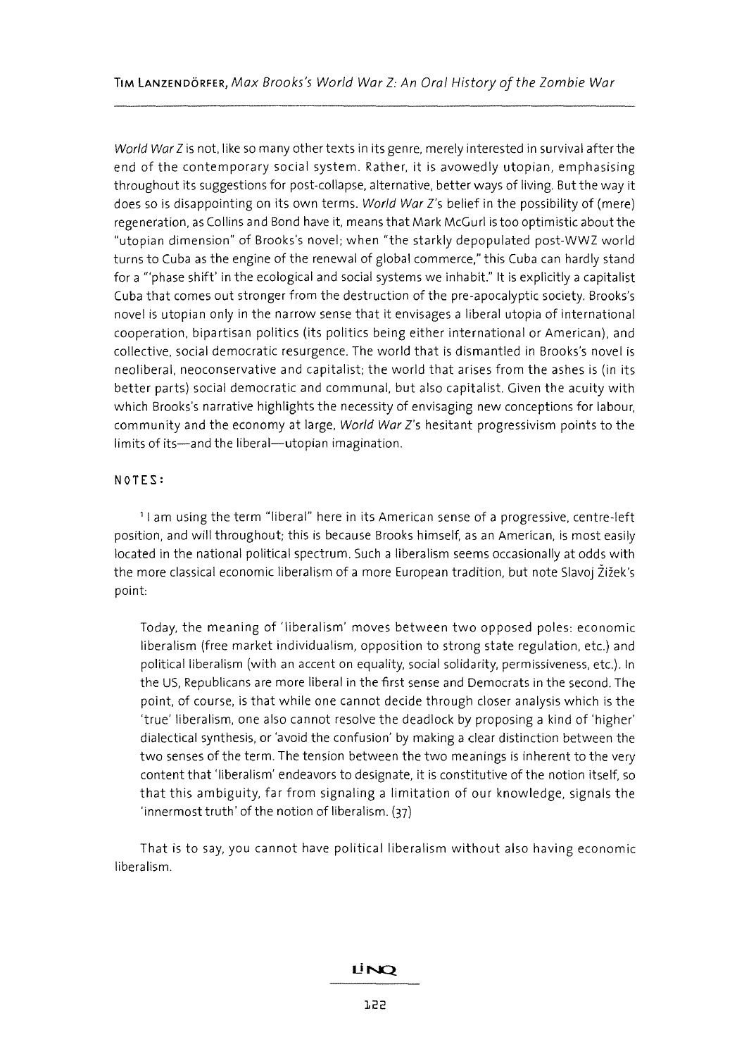*World War Z* is not, like so many other texts in its genre, merely interested in survival after the end of the contemporary social system. Rather, it is avowedly utopian, emphasising throughout its suggestions for post-collapse, alternative, better ways of living. But the way it does so is disappointing on its own terms. *World War Z*'s belief in the possibility of (mere) regeneration, as Collins and Bond have it, means that Mark McGurl is too optimistic about the "utopian dimension" of Brooks's novel; when "the starkly depopulated post-WWZ world turns to Cuba as the engine of the renewal of global commerce," this Cuba can hardly stand for a "'phase shift' in the ecological and social systems we inhabit." It is explicitly a capitalist Cuba that comes out stronger from the destruction of the pre-apocalyptic society. Brooks's novel is utopian only in the narrow sense that it envisages a liberal utopia of international cooperation, bipartisan politics (its politics being either international or American), and collective, social democratic resurgence. The world that is dismantled in Brooks's novel is neoliberal, neoconservative and capitalist; the world that arises from the ashes is (in its better parts) social democratic and communal, but also capitalist. Given the acuity with which Brooks's narrative highlights the necessity of envisaging new conceptions for labour, community and the economy at large, *World War Z*'s hesitant progressivism points to the limits of its—and the liberal—utopian imagination.

## NOTES:

[1] I am using the term "liberal" here in its American sense of a progressive, centre-left position, and will throughout; this is because Brooks himself, as an American, is most easily located in the national political spectrum. Such a liberalism seems occasionally at odds with the more classical economic liberalism of a more European tradition, but note Slavoj Žižek's point:

> Today, the meaning of 'liberalism' moves between two opposed poles: economic liberalism (free market individualism, opposition to strong state regulation, etc.) and political liberalism (with an accent on equality, social solidarity, permissiveness, etc.). In the US, Republicans are more liberal in the first sense and Democrats in the second. The point, of course, is that while one cannot decide through closer analysis which is the 'true' liberalism, one also cannot resolve the deadlock by proposing a kind of 'higher' dialectical synthesis, or 'avoid the confusion' by making a clear distinction between the two senses of the term. The tension between the two meanings is inherent to the very content that 'liberalism' endeavors to designate, it is constitutive of the notion itself, so that this ambiguity, far from signaling a limitation of our knowledge, signals the 'innermost truth' of the notion of liberalism. (37)

That is to say, you cannot have political liberalism without also having economic liberalism.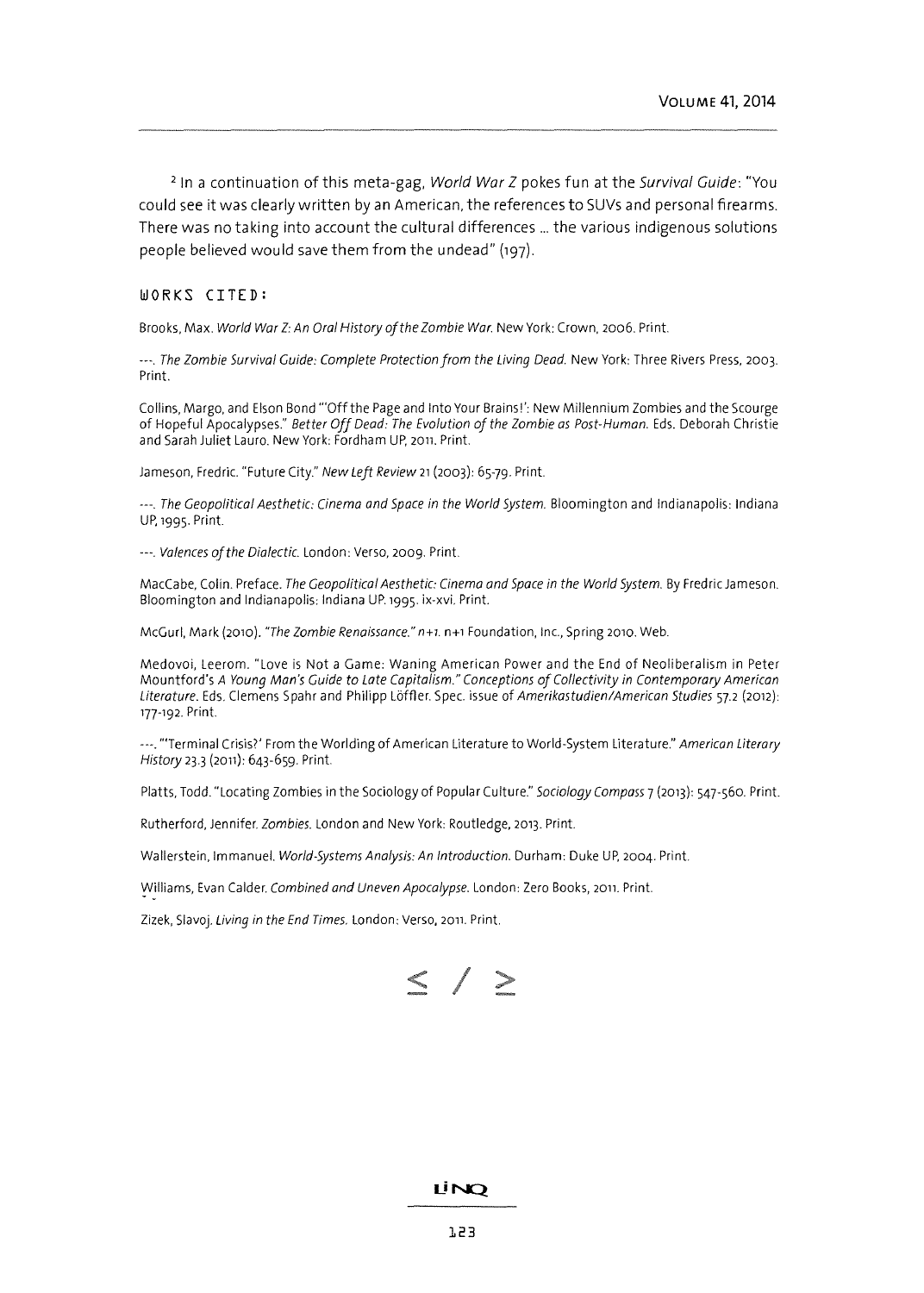[2] In a continuation of this meta-gag, *World War Z* pokes fun at the *Survival Guide*: "You could see it was clearly written by an American, the references to SUVs and personal firearms. There was no taking into account the cultural differences ... the various indigenous solutions people believed would save them from the undead" (197).

## WORKS CITED:

Brooks, Max. *World War Z: An Oral History of the Zombie War.* New York: Crown, 2006. Print.

---. *The Zombie Survival Guide: Complete Protection from the Living Dead.* New York: Three Rivers Press, 2003. Print.

Collins, Margo, and Elson Bond "'Off the Page and Into Your Brains!': New Millennium Zombies and the Scourge of Hopeful Apocalypses." *Better Off Dead: The Evolution of the Zombie as Post-Human.* Eds. Deborah Christie and Sarah Juliet Lauro. New York: Fordham UP, 2011. Print.

Jameson, Fredric. "Future City." *New Left Review* 21 (2003): 65-79. Print.

---. *The Geopolitical Aesthetic: Cinema and Space in the World System.* Bloomington and Indianapolis: Indiana UP, 1995. Print.

---. *Valences of the Dialectic.* London: Verso, 2009. Print.

MacCabe, Colin. Preface. *The Geopolitical Aesthetic: Cinema and Space in the World System.* By Fredric Jameson. Bloomington and Indianapolis: Indiana UP. 1995. ix-xvi. Print.

McGurl, Mark (2010). *"The Zombie Renaissance." n+1.* n+1 Foundation, Inc., Spring 2010. Web.

Medovoi, Leerom. "Love is Not a Game: Waning American Power and the End of Neoliberalism in Peter Mountford's *A Young Man's Guide to Late Capitalism." Conceptions of Collectivity in Contemporary American Literature.* Eds. Clemens Spahr and Philipp Löffler. Spec. issue of *Amerikastudien/American Studies* 57.2 (2012): 177-192. Print.

---. "'Terminal Crisis?' From the Worlding of American Literature to World-System Literature." *American Literary History* 23.3 (2011): 643-659. Print.

Platts, Todd. "Locating Zombies in the Sociology of Popular Culture." *Sociology Compass* 7 (2013): 547-560. Print.

Rutherford, Jennifer. *Zombies.* London and New York: Routledge, 2013. Print.

Wallerstein, Immanuel. *World-Systems Analysis: An Introduction.* Durham: Duke UP, 2004. Print.

Williams, Evan Calder. *Combined and Uneven Apocalypse.* London: Zero Books, 2011. Print.

Zizek, Slavoj. *Living in the End Times.* London: Verso, 2011. Print.

≤ / ≥